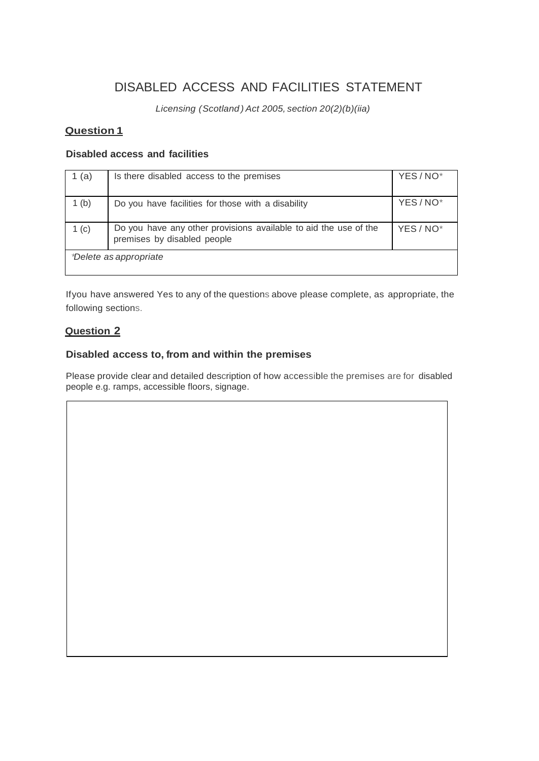# DISABLED ACCESS AND FACILITIES STATEMENT

*Licensing (Scotland) Act 2005, section 20(2)(b)(iia)*

## Question 1

### Disabled access and facilities

| | | |
|---|---|---|
| 1 (a) | Is there disabled access to the premises | YES / NO* |
| 1 (b) | Do you have facilities for those with a disability | YES / NO* |
| 1 (c) | Do you have any other provisions available to aid the use of the premises by disabled people | YES / NO* |
| *Delete as appropriate | | |

If you have answered Yes to any of the questions above please complete, as appropriate, the following sections.

## Question 2

### Disabled access to, from and within the premises

Please provide clear and detailed description of how accessible the premises are for disabled people e.g. ramps, accessible floors, signage.

| |
|---|
| |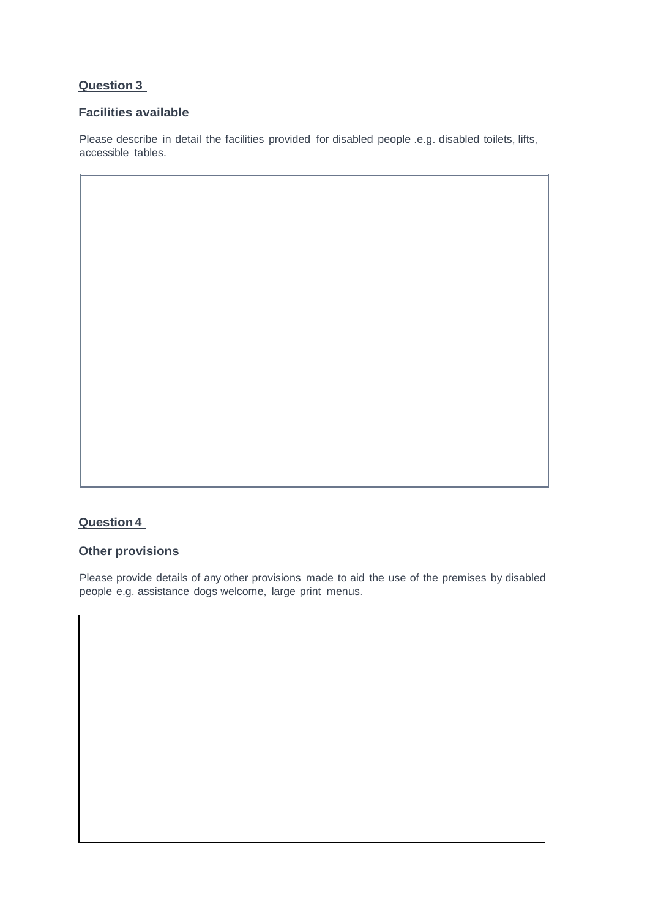**Question 3**

**Facilities available**

Please describe in detail the facilities provided for disabled people .e.g. disabled toilets, lifts, accessible tables.

**Question 4**

**Other provisions**

Please provide details of any other provisions made to aid the use of the premises by disabled people e.g. assistance dogs welcome, large print menus.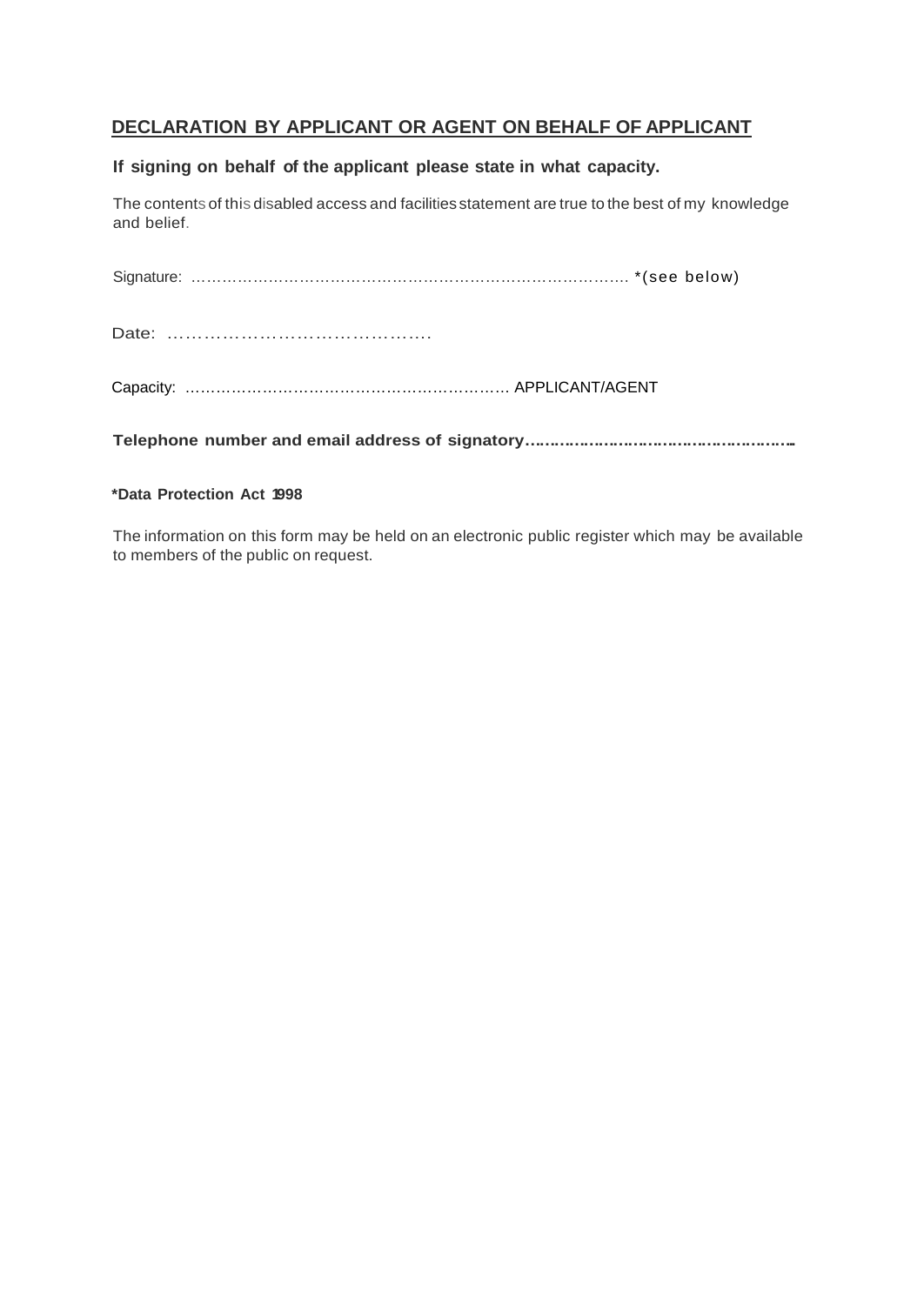## DECLARATION BY APPLICANT OR AGENT ON BEHALF OF APPLICANT

**If signing on behalf of the applicant please state in what capacity.**

The contents of this disabled access and facilities statement are true to the best of my knowledge and belief.

Signature: …………………………………………………………………………… *(see below)

Date: ……………………………………….

Capacity: ………………………………………………………… APPLICANT/AGENT

**Telephone number and email address of signatory……………………………………………..**

**\*Data Protection Act 1998**

The information on this form may be held on an electronic public register which may be available to members of the public on request.